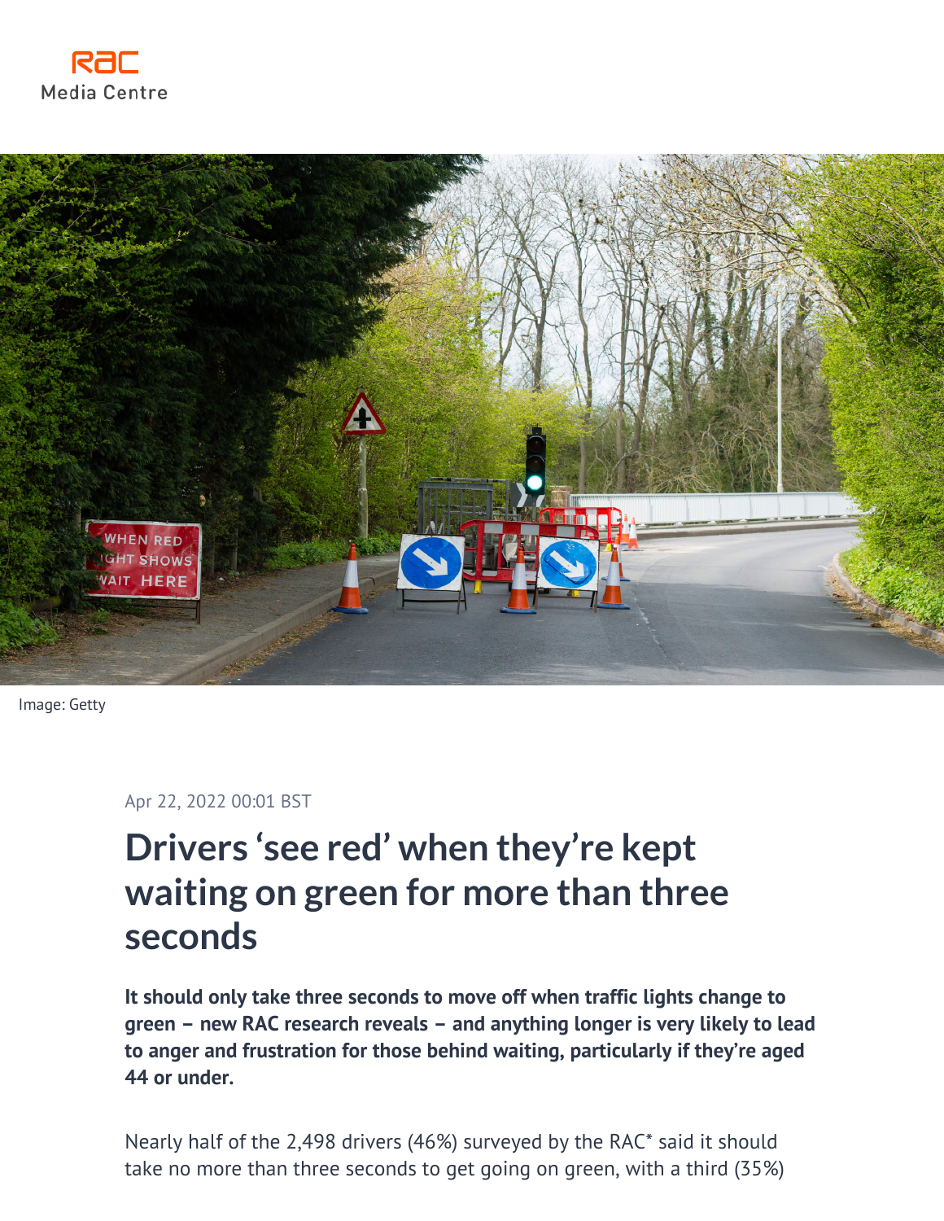RAC Media Centre

Image: Getty

Apr 22, 2022 00:01 BST

# Drivers 'see red' when they're kept waiting on green for more than three seconds

**It should only take three seconds to move off when traffic lights change to green – new RAC research reveals – and anything longer is very likely to lead to anger and frustration for those behind waiting, particularly if they're aged 44 or under.**

Nearly half of the 2,498 drivers (46%) surveyed by the RAC* said it should take no more than three seconds to get going on green, with a third (35%)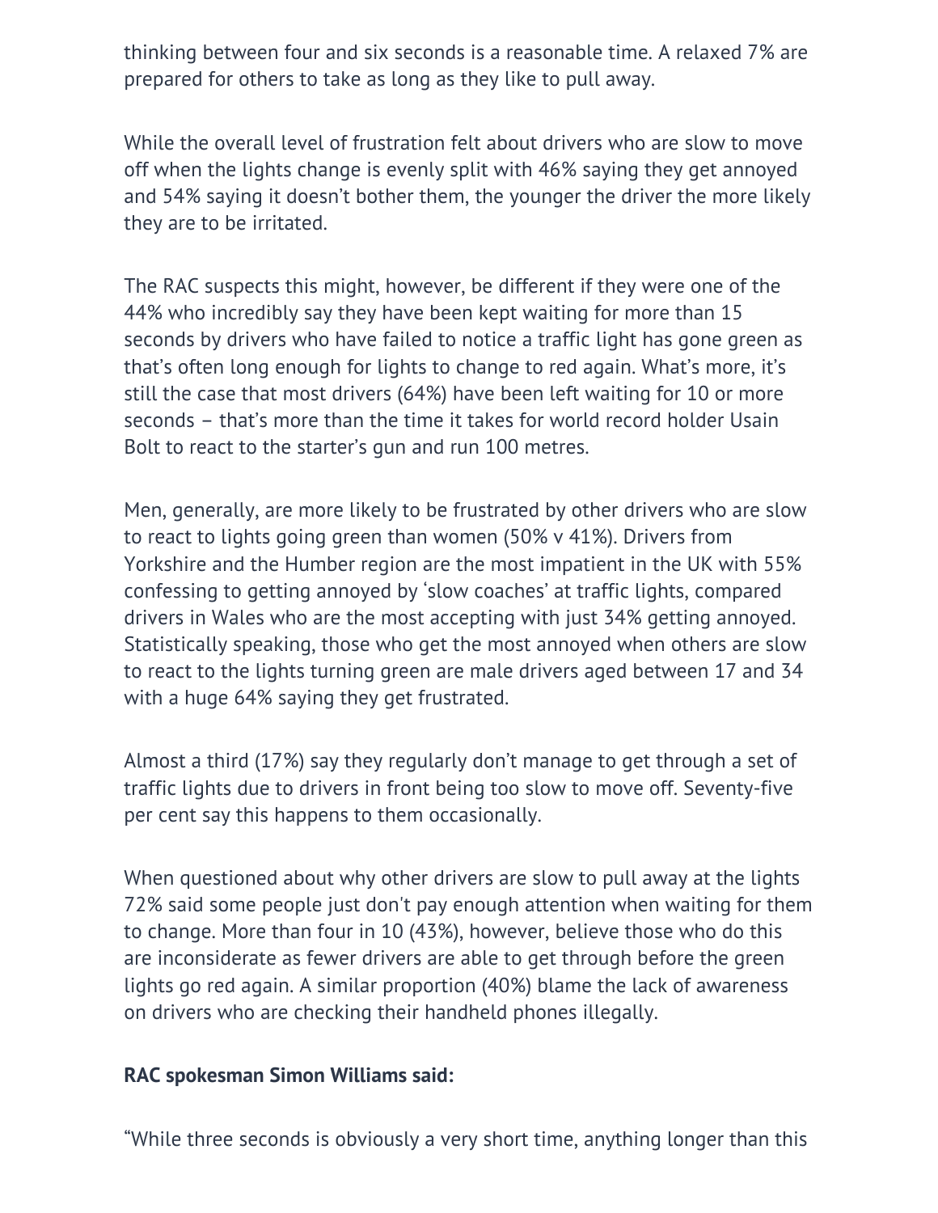thinking between four and six seconds is a reasonable time. A relaxed 7% are prepared for others to take as long as they like to pull away.

While the overall level of frustration felt about drivers who are slow to move off when the lights change is evenly split with 46% saying they get annoyed and 54% saying it doesn't bother them, the younger the driver the more likely they are to be irritated.

The RAC suspects this might, however, be different if they were one of the 44% who incredibly say they have been kept waiting for more than 15 seconds by drivers who have failed to notice a traffic light has gone green as that's often long enough for lights to change to red again. What's more, it's still the case that most drivers (64%) have been left waiting for 10 or more seconds – that's more than the time it takes for world record holder Usain Bolt to react to the starter's gun and run 100 metres.

Men, generally, are more likely to be frustrated by other drivers who are slow to react to lights going green than women (50% v 41%). Drivers from Yorkshire and the Humber region are the most impatient in the UK with 55% confessing to getting annoyed by 'slow coaches' at traffic lights, compared drivers in Wales who are the most accepting with just 34% getting annoyed. Statistically speaking, those who get the most annoyed when others are slow to react to the lights turning green are male drivers aged between 17 and 34 with a huge 64% saying they get frustrated.

Almost a third (17%) say they regularly don't manage to get through a set of traffic lights due to drivers in front being too slow to move off. Seventy-five per cent say this happens to them occasionally.

When questioned about why other drivers are slow to pull away at the lights 72% said some people just don't pay enough attention when waiting for them to change. More than four in 10 (43%), however, believe those who do this are inconsiderate as fewer drivers are able to get through before the green lights go red again. A similar proportion (40%) blame the lack of awareness on drivers who are checking their handheld phones illegally.

**RAC spokesman Simon Williams said:**

"While three seconds is obviously a very short time, anything longer than this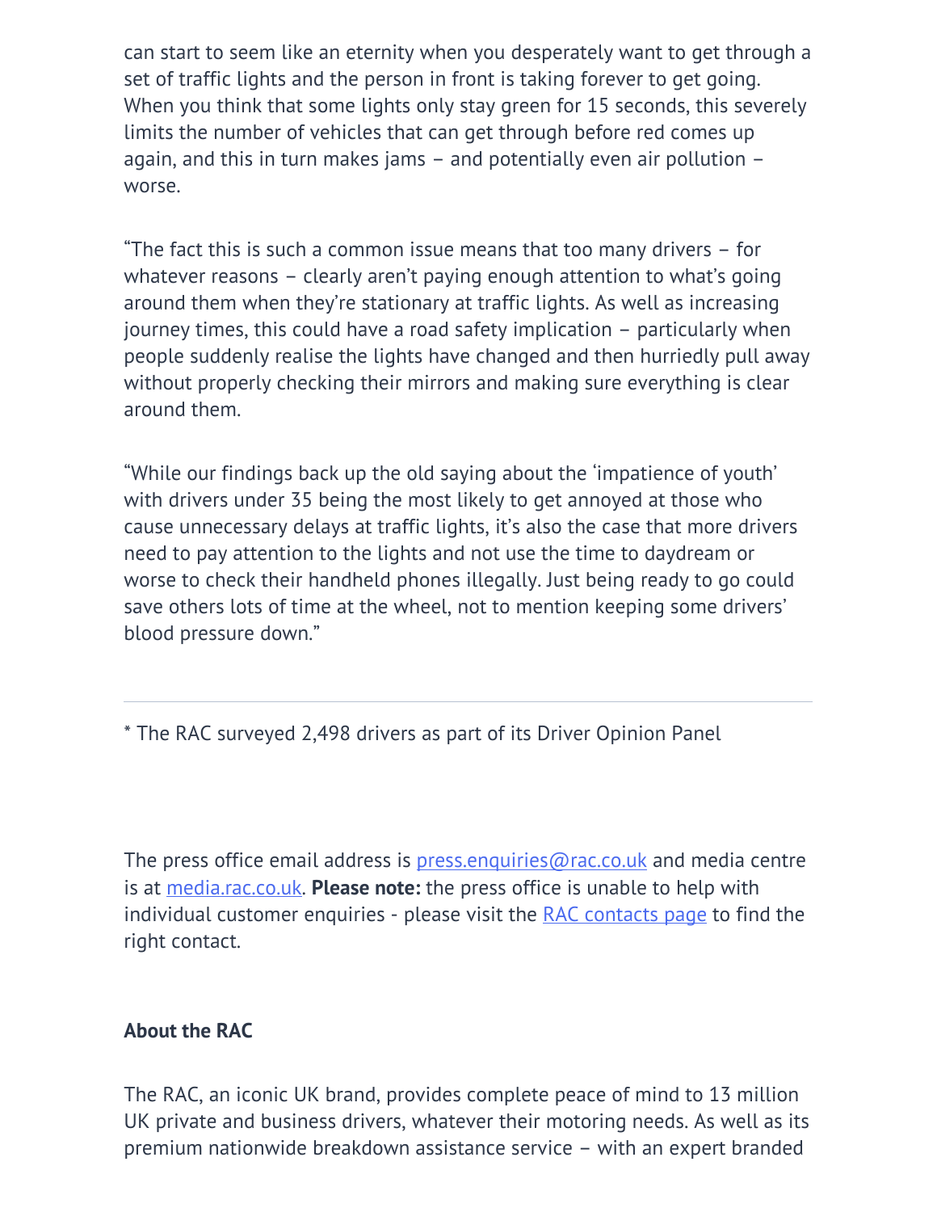can start to seem like an eternity when you desperately want to get through a set of traffic lights and the person in front is taking forever to get going. When you think that some lights only stay green for 15 seconds, this severely limits the number of vehicles that can get through before red comes up again, and this in turn makes jams – and potentially even air pollution – worse.

“The fact this is such a common issue means that too many drivers – for whatever reasons – clearly aren’t paying enough attention to what’s going around them when they’re stationary at traffic lights. As well as increasing journey times, this could have a road safety implication – particularly when people suddenly realise the lights have changed and then hurriedly pull away without properly checking their mirrors and making sure everything is clear around them.

“While our findings back up the old saying about the ‘impatience of youth’ with drivers under 35 being the most likely to get annoyed at those who cause unnecessary delays at traffic lights, it’s also the case that more drivers need to pay attention to the lights and not use the time to daydream or worse to check their handheld phones illegally. Just being ready to go could save others lots of time at the wheel, not to mention keeping some drivers’ blood pressure down.”

---

* The RAC surveyed 2,498 drivers as part of its Driver Opinion Panel

The press office email address is [press.enquiries@rac.co.uk](mailto:press.enquiries@rac.co.uk) and media centre is at [media.rac.co.uk](media.rac.co.uk). **Please note:** the press office is unable to help with individual customer enquiries - please visit the [RAC contacts page]() to find the right contact.

**About the RAC**

The RAC, an iconic UK brand, provides complete peace of mind to 13 million UK private and business drivers, whatever their motoring needs. As well as its premium nationwide breakdown assistance service – with an expert branded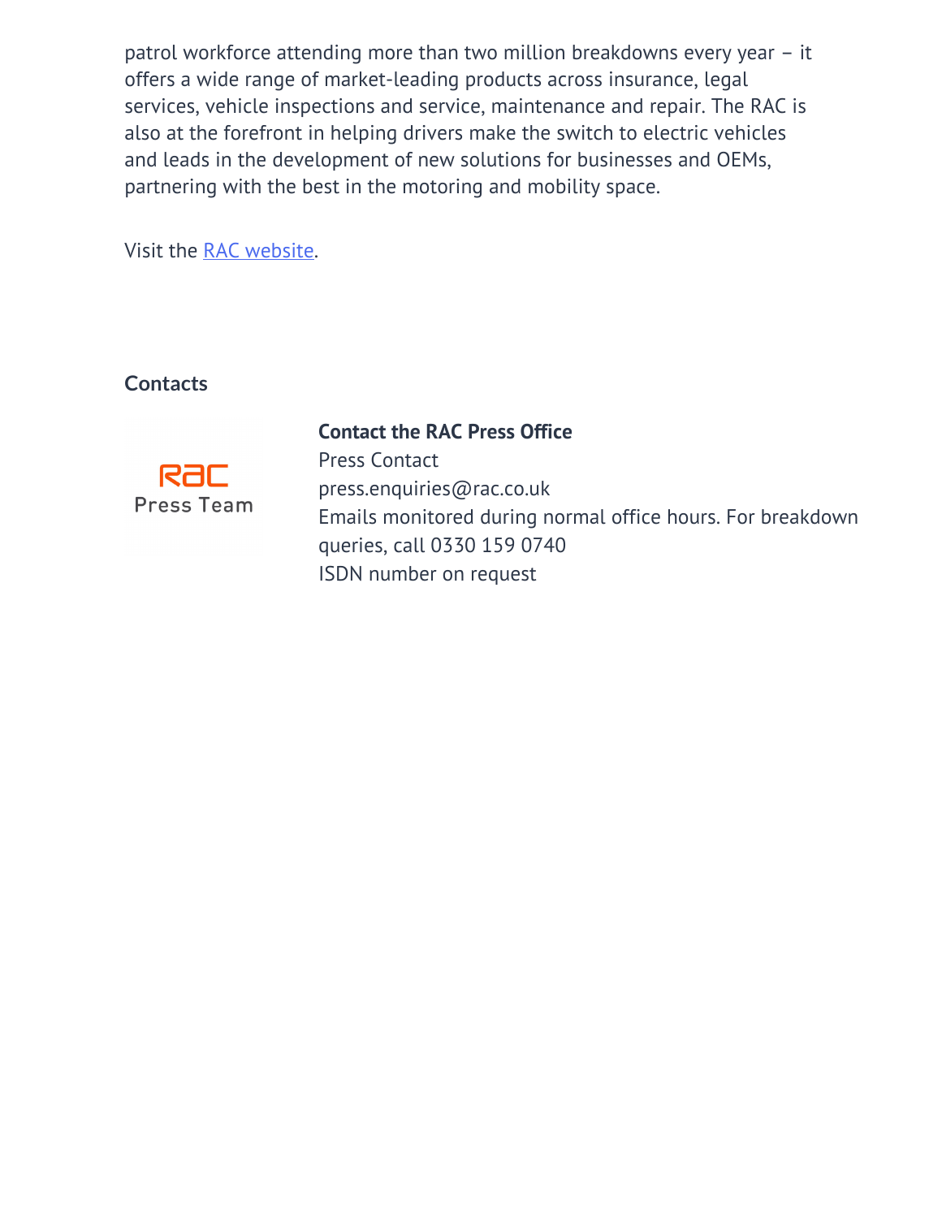patrol workforce attending more than two million breakdowns every year – it offers a wide range of market-leading products across insurance, legal services, vehicle inspections and service, maintenance and repair. The RAC is also at the forefront in helping drivers make the switch to electric vehicles and leads in the development of new solutions for businesses and OEMs, partnering with the best in the motoring and mobility space.

Visit the RAC website.

## Contacts

**Contact the RAC Press Office**
Press Contact
press.enquiries@rac.co.uk
Emails monitored during normal office hours. For breakdown queries, call 0330 159 0740
ISDN number on request